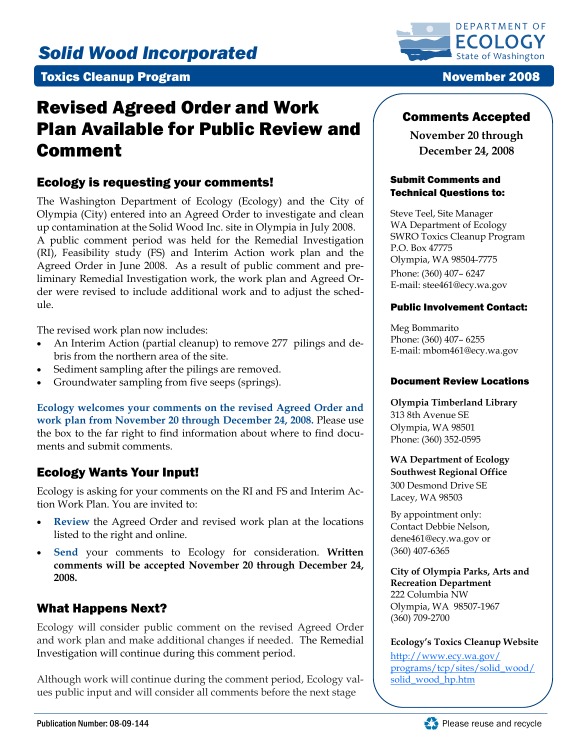# Solid Wood Incorporated

**Toxics Cleanup Program** November 2008

DEPARTMENT OF ECOLOGY State of Washington

# Revised Agreed Order and Work Plan Available for Public Review and Comment

## Ecology is requesting your comments!

The Washington Department of Ecology (Ecology) and the City of Olympia (City) entered into an Agreed Order to investigate and clean up contamination at the Solid Wood Inc. site in Olympia in July 2008. A public comment period was held for the Remedial Investigation (RI), Feasibility study (FS) and Interim Action work plan and the Agreed Order in June 2008. As a result of public comment and preliminary Remedial Investigation work, the work plan and Agreed Order were revised to include additional work and to adjust the schedule.

The revised work plan now includes:

- An Interim Action (partial cleanup) to remove 277 pilings and debris from the northern area of the site.
- Sediment sampling after the pilings are removed.
- Groundwater sampling from five seeps (springs).

**Ecology welcomes your comments on the revised Agreed Order and work plan from November 20 through December 24, 2008.** Please use the box to the far right to find information about where to find documents and submit comments.

## Ecology Wants Your Input!

Ecology is asking for your comments on the RI and FS and Interim Action Work Plan. You are invited to:

- **Review** the Agreed Order and revised work plan at the locations listed to the right and online.
- **Send** your comments to Ecology for consideration. **Written comments will be accepted November 20 through December 24, 2008.**

## What Happens Next?

Ecology will consider public comment on the revised Agreed Order and work plan and make additional changes if needed. The Remedial Investigation will continue during this comment period.

Although work will continue during the comment period, Ecology values public input and will consider all comments before the next stage

### Comments Accepted

**November 20 through December 24, 2008**

#### Submit Comments and Technical Questions to:

Steve Teel, Site Manager
WA Department of Ecology
SWRO Toxics Cleanup Program
P.O. Box 47775
Olympia, WA 98504-7775
Phone: (360) 407– 6247
E-mail: stee461@ecy.wa.gov

#### Public Involvement Contact:

Meg Bommarito
Phone: (360) 407– 6255
E-mail: mbom461@ecy.wa.gov

#### Document Review Locations

**Olympia Timberland Library**
313 8th Avenue SE
Olympia, WA 98501
Phone: (360) 352-0595

**WA Department of Ecology Southwest Regional Office**
300 Desmond Drive SE
Lacey, WA 98503

By appointment only:
Contact Debbie Nelson,
dene461@ecy.wa.gov or
(360) 407-6365

**City of Olympia Parks, Arts and Recreation Department**
222 Columbia NW
Olympia, WA 98507-1967
(360) 709-2700

**Ecology's Toxics Cleanup Website**

http://www.ecy.wa.gov/programs/tcp/sites/solid_wood/solid_wood_hp.htm

Publication Number: 08-09-144

Please reuse and recycle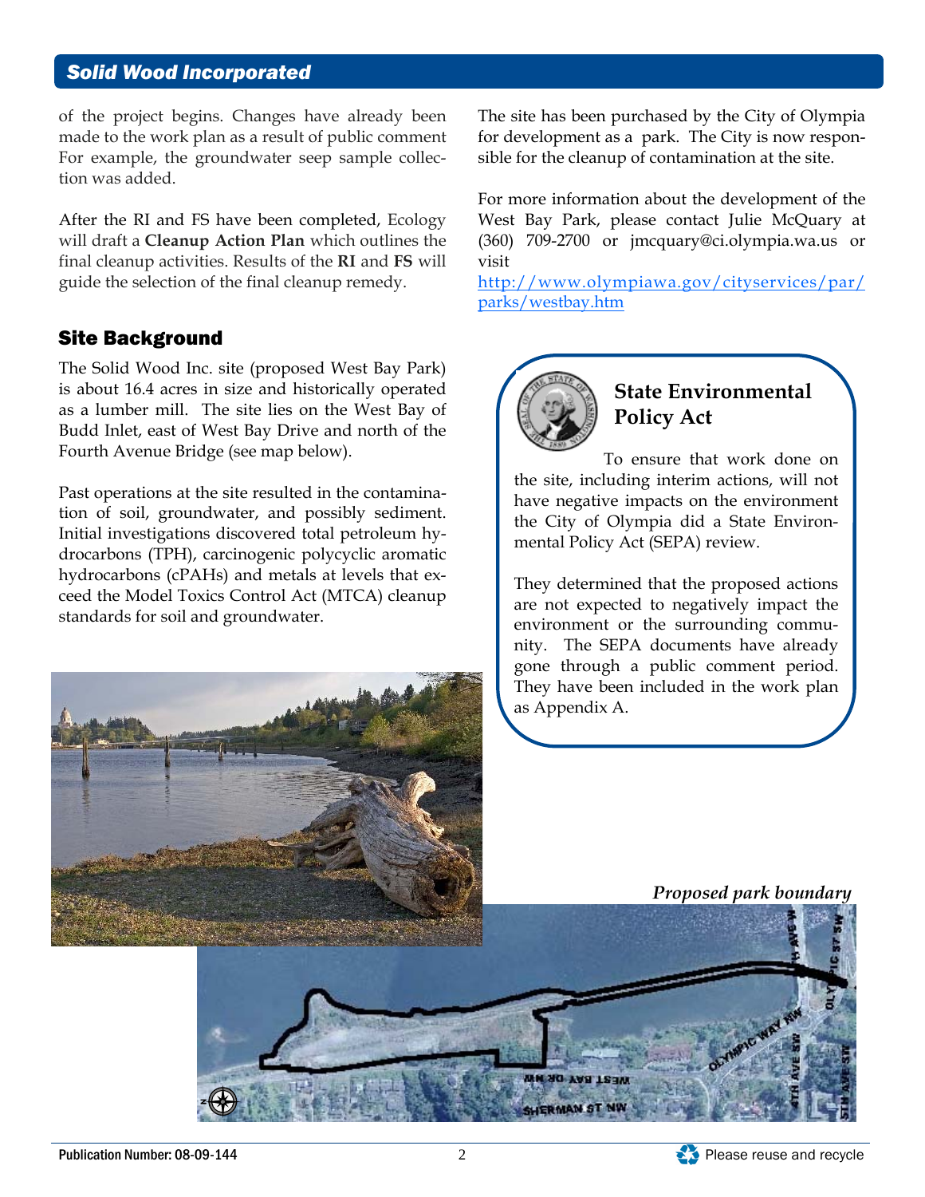of the project begins. Changes have already been made to the work plan as a result of public comment For example, the groundwater seep sample collection was added.

After the RI and FS have been completed, Ecology will draft a **Cleanup Action Plan** which outlines the final cleanup activities. Results of the **RI** and **FS** will guide the selection of the final cleanup remedy.

## Site Background

The Solid Wood Inc. site (proposed West Bay Park) is about 16.4 acres in size and historically operated as a lumber mill. The site lies on the West Bay of Budd Inlet, east of West Bay Drive and north of the Fourth Avenue Bridge (see map below).

Past operations at the site resulted in the contamination of soil, groundwater, and possibly sediment. Initial investigations discovered total petroleum hydrocarbons (TPH), carcinogenic polycyclic aromatic hydrocarbons (cPAHs) and metals at levels that exceed the Model Toxics Control Act (MTCA) cleanup standards for soil and groundwater.

The site has been purchased by the City of Olympia for development as a park. The City is now responsible for the cleanup of contamination at the site.

For more information about the development of the West Bay Park, please contact Julie McQuary at (360) 709-2700 or jmcquary@ci.olympia.wa.us or visit http://www.olympiawa.gov/cityservices/par/parks/westbay.htm

### State Environmental Policy Act

To ensure that work done on the site, including interim actions, will not have negative impacts on the environment the City of Olympia did a State Environmental Policy Act (SEPA) review.

They determined that the proposed actions are not expected to negatively impact the environment or the surrounding community. The SEPA documents have already gone through a public comment period. They have been included in the work plan as Appendix A.

*Proposed park boundary*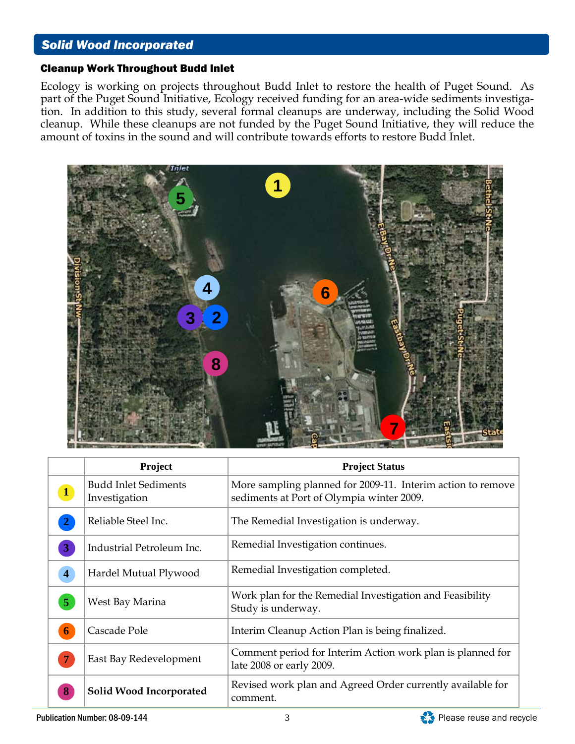## Solid Wood Incorporated

### Cleanup Work Throughout Budd Inlet

Ecology is working on projects throughout Budd Inlet to restore the health of Puget Sound. As part of the Puget Sound Initiative, Ecology received funding for an area-wide sediments investigation. In addition to this study, several formal cleanups are underway, including the Solid Wood cleanup. While these cleanups are not funded by the Puget Sound Initiative, they will reduce the amount of toxins in the sound and will contribute towards efforts to restore Budd Inlet.

| | Project | Project Status |
|---|---|---|
| 1 | Budd Inlet Sediments Investigation | More sampling planned for 2009-11. Interim action to remove sediments at Port of Olympia winter 2009. |
| 2 | Reliable Steel Inc. | The Remedial Investigation is underway. |
| 3 | Industrial Petroleum Inc. | Remedial Investigation continues. |
| 4 | Hardel Mutual Plywood | Remedial Investigation completed. |
| 5 | West Bay Marina | Work plan for the Remedial Investigation and Feasibility Study is underway. |
| 6 | Cascade Pole | Interim Cleanup Action Plan is being finalized. |
| 7 | East Bay Redevelopment | Comment period for Interim Action work plan is planned for late 2008 or early 2009. |
| 8 | **Solid Wood Incorporated** | Revised work plan and Agreed Order currently available for comment. |

Publication Number: 08-09-144

Please reuse and recycle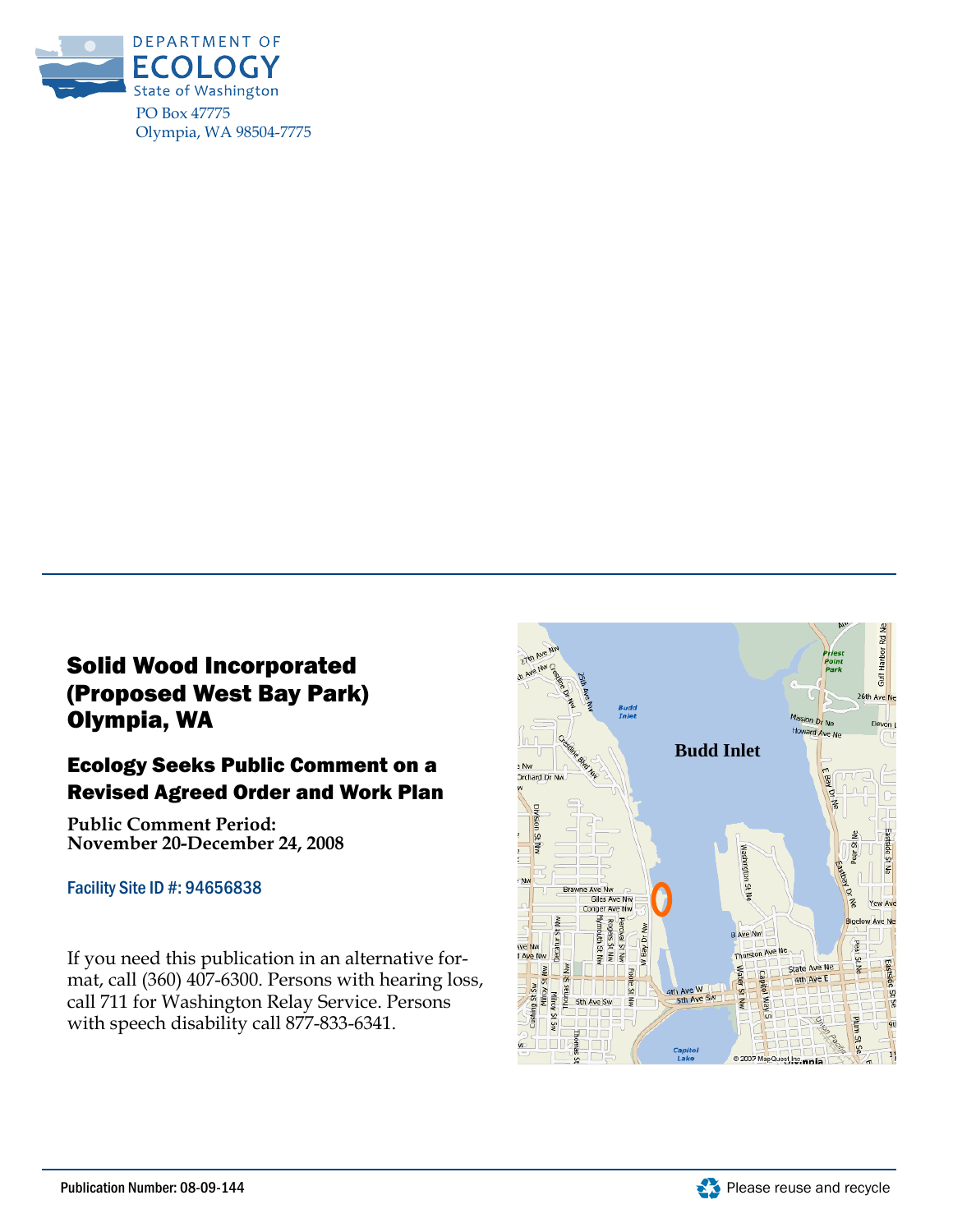DEPARTMENT OF
ECOLOGY
State of Washington

PO Box 47775
Olympia, WA 98504-7775

# Solid Wood Incorporated (Proposed West Bay Park) Olympia, WA

## Ecology Seeks Public Comment on a Revised Agreed Order and Work Plan

**Public Comment Period:**
**November 20-December 24, 2008**

Facility Site ID #: 94656838

If you need this publication in an alternative format, call (360) 407-6300. Persons with hearing loss, call 711 for Washington Relay Service. Persons with speech disability call 877-833-6341.

Budd Inlet

Publication Number: 08-09-144

Please reuse and recycle